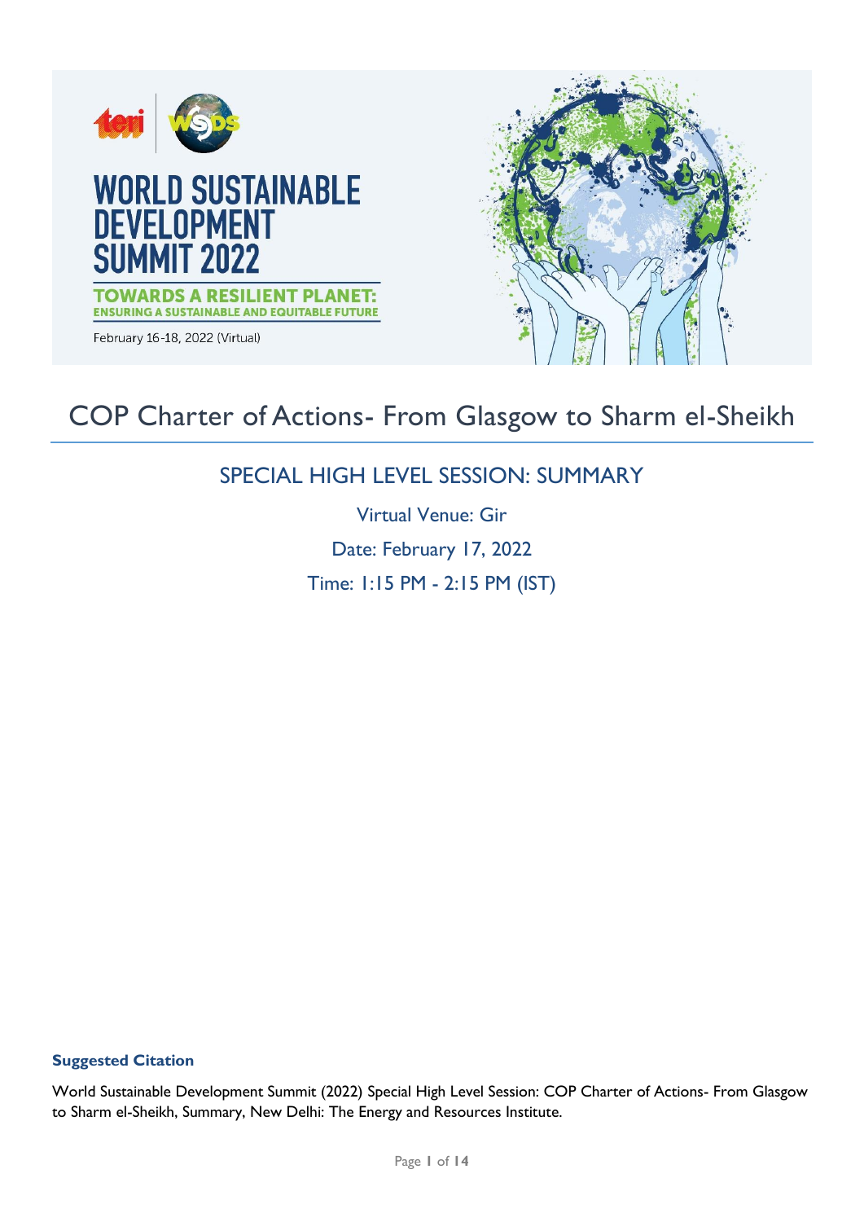# WORLD SUSTAINABLE DEVELOPMENT SUMMIT 2022

**TOWARDS A RESILIENT PLANET: ENSURING A SUSTAINABLE AND EQUITABLE FUTURE**

February 16-18, 2022 (Virtual)

# COP Charter of Actions- From Glasgow to Sharm el-Sheikh

## SPECIAL HIGH LEVEL SESSION: SUMMARY

Virtual Venue: Gir

Date: February 17, 2022

Time: 1:15 PM - 2:15 PM (IST)

**Suggested Citation**

World Sustainable Development Summit (2022) Special High Level Session: COP Charter of Actions- From Glasgow to Sharm el-Sheikh, Summary, New Delhi: The Energy and Resources Institute.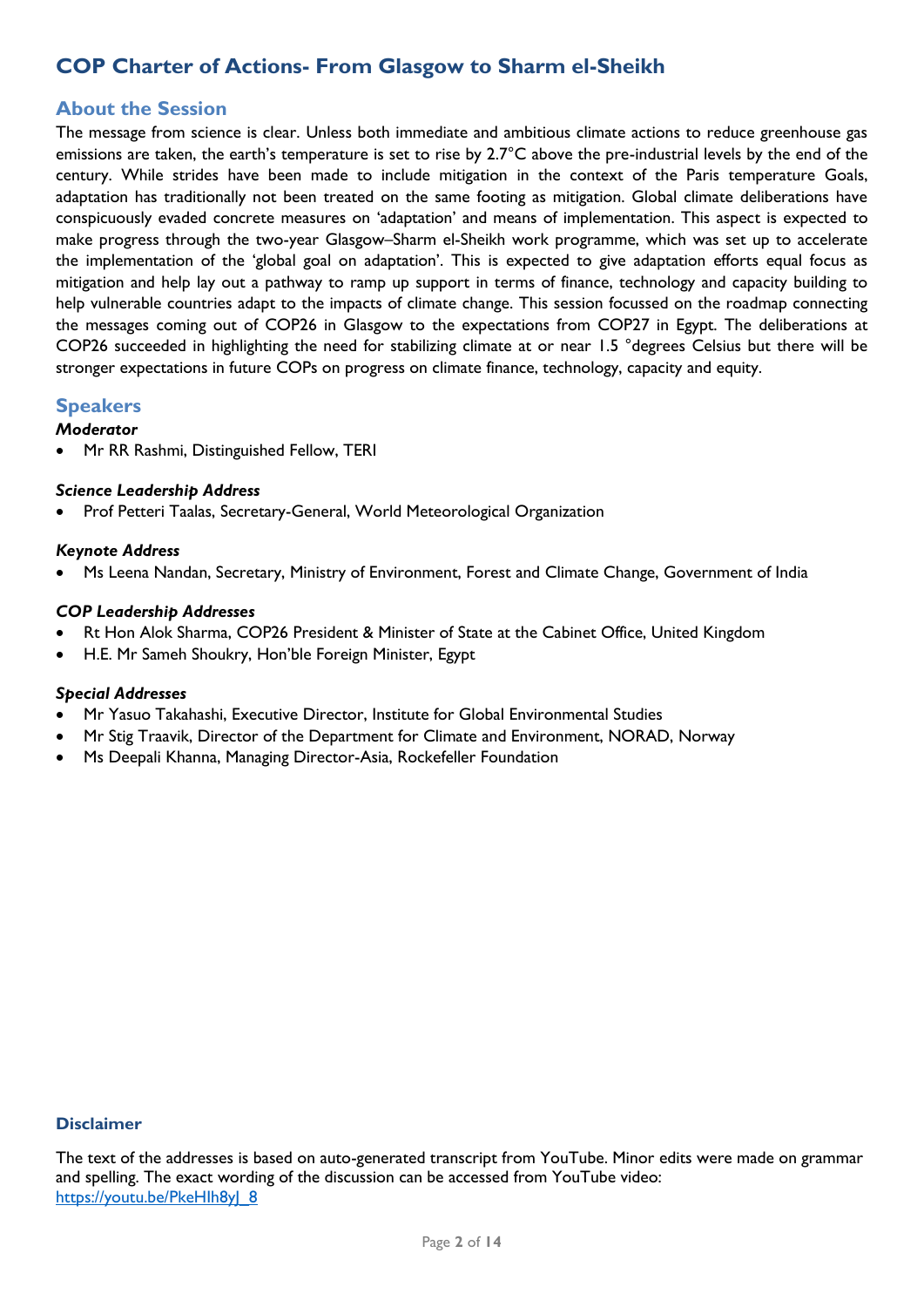# COP Charter of Actions- From Glasgow to Sharm el-Sheikh

## About the Session

The message from science is clear. Unless both immediate and ambitious climate actions to reduce greenhouse gas emissions are taken, the earth's temperature is set to rise by 2.7°C above the pre-industrial levels by the end of the century. While strides have been made to include mitigation in the context of the Paris temperature Goals, adaptation has traditionally not been treated on the same footing as mitigation. Global climate deliberations have conspicuously evaded concrete measures on 'adaptation' and means of implementation. This aspect is expected to make progress through the two-year Glasgow–Sharm el-Sheikh work programme, which was set up to accelerate the implementation of the 'global goal on adaptation'. This is expected to give adaptation efforts equal focus as mitigation and help lay out a pathway to ramp up support in terms of finance, technology and capacity building to help vulnerable countries adapt to the impacts of climate change. This session focussed on the roadmap connecting the messages coming out of COP26 in Glasgow to the expectations from COP27 in Egypt. The deliberations at COP26 succeeded in highlighting the need for stabilizing climate at or near 1.5 °degrees Celsius but there will be stronger expectations in future COPs on progress on climate finance, technology, capacity and equity.

## Speakers

***Moderator***

- Mr RR Rashmi, Distinguished Fellow, TERI

***Science Leadership Address***

- Prof Petteri Taalas, Secretary-General, World Meteorological Organization

***Keynote Address***

- Ms Leena Nandan, Secretary, Ministry of Environment, Forest and Climate Change, Government of India

***COP Leadership Addresses***

- Rt Hon Alok Sharma, COP26 President & Minister of State at the Cabinet Office, United Kingdom
- H.E. Mr Sameh Shoukry, Hon'ble Foreign Minister, Egypt

***Special Addresses***

- Mr Yasuo Takahashi, Executive Director, Institute for Global Environmental Studies
- Mr Stig Traavik, Director of the Department for Climate and Environment, NORAD, Norway
- Ms Deepali Khanna, Managing Director-Asia, Rockefeller Foundation

### Disclaimer

The text of the addresses is based on auto-generated transcript from YouTube. Minor edits were made on grammar and spelling. The exact wording of the discussion can be accessed from YouTube video: https://youtu.be/PkeHlh8yJ_8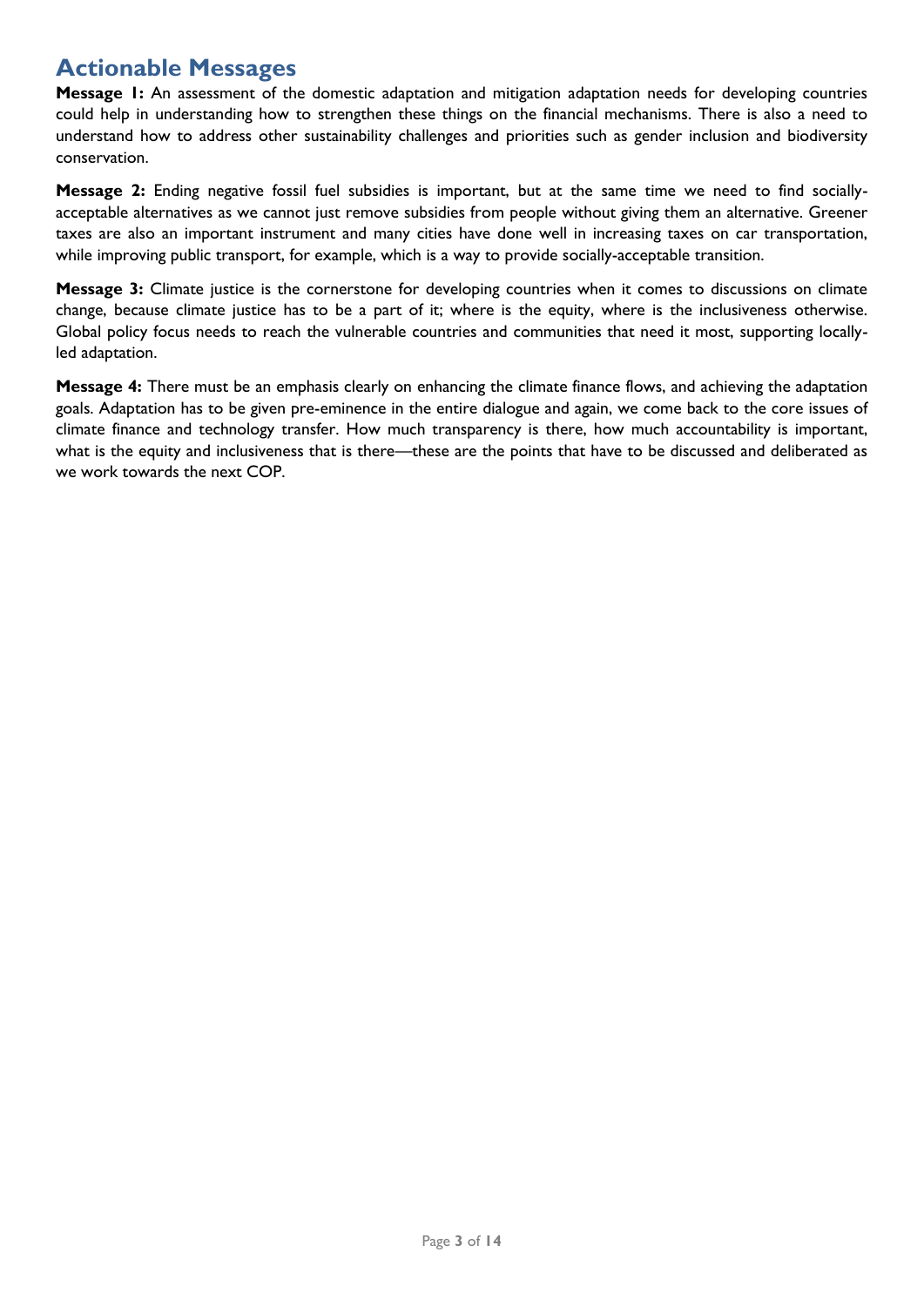## Actionable Messages

**Message 1:** An assessment of the domestic adaptation and mitigation adaptation needs for developing countries could help in understanding how to strengthen these things on the financial mechanisms. There is also a need to understand how to address other sustainability challenges and priorities such as gender inclusion and biodiversity conservation.

**Message 2:** Ending negative fossil fuel subsidies is important, but at the same time we need to find socially-acceptable alternatives as we cannot just remove subsidies from people without giving them an alternative. Greener taxes are also an important instrument and many cities have done well in increasing taxes on car transportation, while improving public transport, for example, which is a way to provide socially-acceptable transition.

**Message 3:** Climate justice is the cornerstone for developing countries when it comes to discussions on climate change, because climate justice has to be a part of it; where is the equity, where is the inclusiveness otherwise. Global policy focus needs to reach the vulnerable countries and communities that need it most, supporting locally-led adaptation.

**Message 4:** There must be an emphasis clearly on enhancing the climate finance flows, and achieving the adaptation goals. Adaptation has to be given pre-eminence in the entire dialogue and again, we come back to the core issues of climate finance and technology transfer. How much transparency is there, how much accountability is important, what is the equity and inclusiveness that is there—these are the points that have to be discussed and deliberated as we work towards the next COP.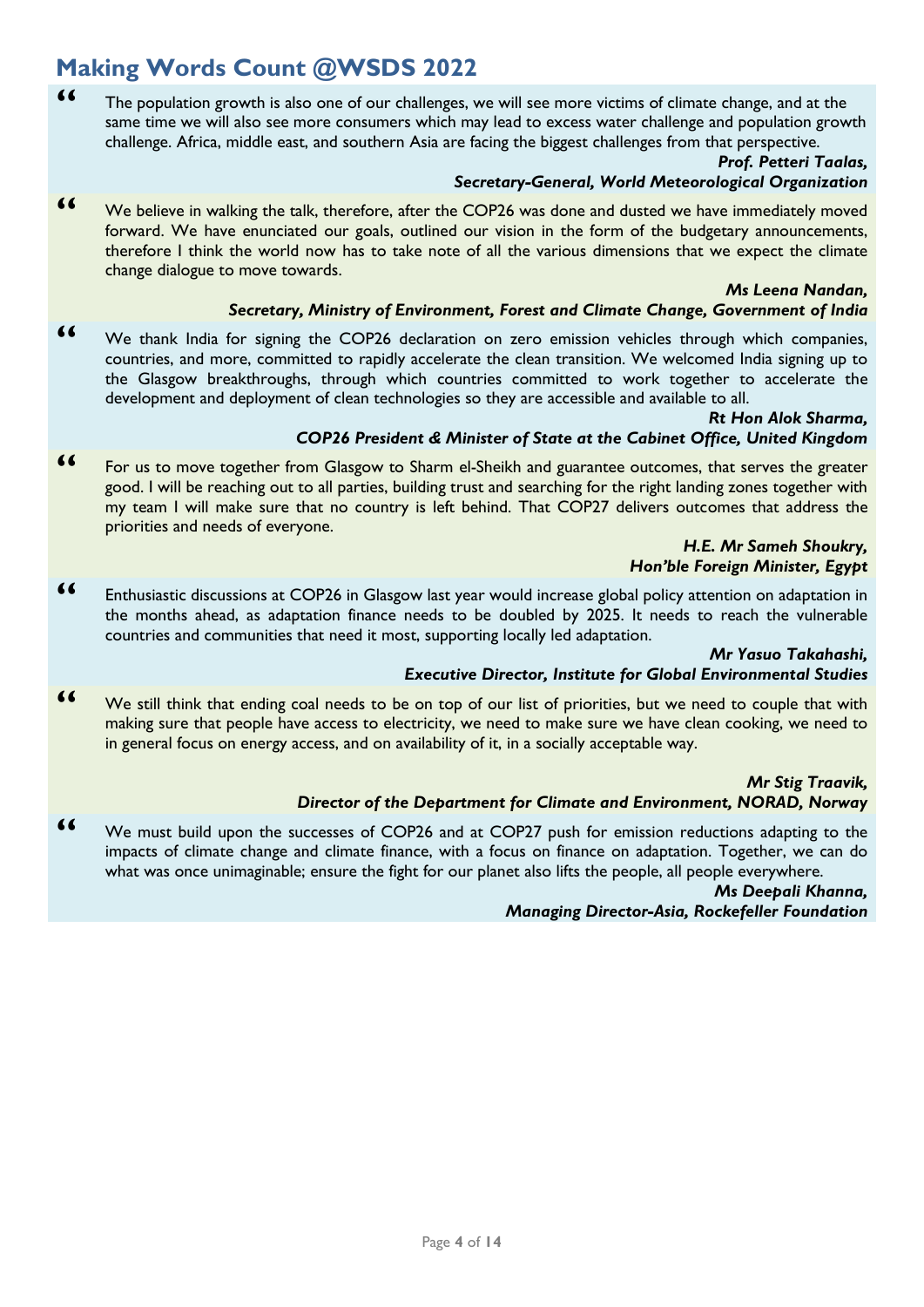## Making Words Count @WSDS 2022

> “ The population growth is also one of our challenges, we will see more victims of climate change, and at the same time we will also see more consumers which may lead to excess water challenge and population growth challenge. Africa, middle east, and southern Asia are facing the biggest challenges from that perspective.
>
> ***Prof. Petteri Taalas,***
> ***Secretary-General, World Meteorological Organization***

> “ We believe in walking the talk, therefore, after the COP26 was done and dusted we have immediately moved forward. We have enunciated our goals, outlined our vision in the form of the budgetary announcements, therefore I think the world now has to take note of all the various dimensions that we expect the climate change dialogue to move towards.
>
> ***Ms Leena Nandan,***
> ***Secretary, Ministry of Environment, Forest and Climate Change, Government of India***

> “ We thank India for signing the COP26 declaration on zero emission vehicles through which companies, countries, and more, committed to rapidly accelerate the clean transition. We welcomed India signing up to the Glasgow breakthroughs, through which countries committed to work together to accelerate the development and deployment of clean technologies so they are accessible and available to all.
>
> ***Rt Hon Alok Sharma,***
> ***COP26 President & Minister of State at the Cabinet Office, United Kingdom***

> “ For us to move together from Glasgow to Sharm el-Sheikh and guarantee outcomes, that serves the greater good. I will be reaching out to all parties, building trust and searching for the right landing zones together with my team I will make sure that no country is left behind. That COP27 delivers outcomes that address the priorities and needs of everyone.
>
> ***H.E. Mr Sameh Shoukry,***
> ***Hon’ble Foreign Minister, Egypt***

> “ Enthusiastic discussions at COP26 in Glasgow last year would increase global policy attention on adaptation in the months ahead, as adaptation finance needs to be doubled by 2025. It needs to reach the vulnerable countries and communities that need it most, supporting locally led adaptation.
>
> ***Mr Yasuo Takahashi,***
> ***Executive Director, Institute for Global Environmental Studies***

> “ We still think that ending coal needs to be on top of our list of priorities, but we need to couple that with making sure that people have access to electricity, we need to make sure we have clean cooking, we need to in general focus on energy access, and on availability of it, in a socially acceptable way.
>
> ***Mr Stig Traavik,***
> ***Director of the Department for Climate and Environment, NORAD, Norway***

> “ We must build upon the successes of COP26 and at COP27 push for emission reductions adapting to the impacts of climate change and climate finance, with a focus on finance on adaptation. Together, we can do what was once unimaginable; ensure the fight for our planet also lifts the people, all people everywhere.
>
> ***Ms Deepali Khanna,***
> ***Managing Director-Asia, Rockefeller Foundation***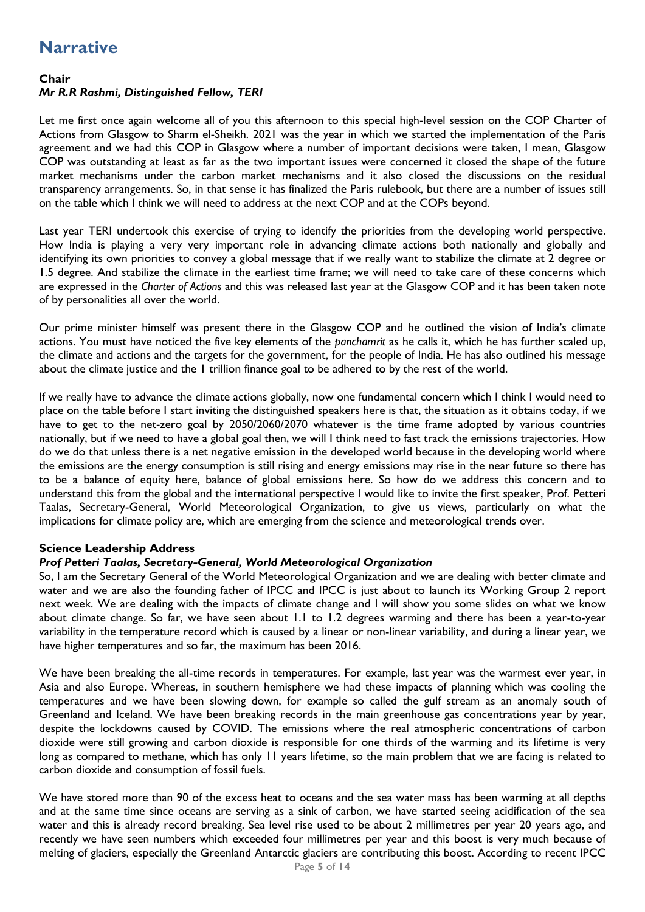# Narrative

**Chair**
***Mr R.R Rashmi, Distinguished Fellow, TERI***

Let me first once again welcome all of you this afternoon to this special high-level session on the COP Charter of Actions from Glasgow to Sharm el-Sheikh. 2021 was the year in which we started the implementation of the Paris agreement and we had this COP in Glasgow where a number of important decisions were taken, I mean, Glasgow COP was outstanding at least as far as the two important issues were concerned it closed the shape of the future market mechanisms under the carbon market mechanisms and it also closed the discussions on the residual transparency arrangements. So, in that sense it has finalized the Paris rulebook, but there are a number of issues still on the table which I think we will need to address at the next COP and at the COPs beyond.

Last year TERI undertook this exercise of trying to identify the priorities from the developing world perspective. How India is playing a very very important role in advancing climate actions both nationally and globally and identifying its own priorities to convey a global message that if we really want to stabilize the climate at 2 degree or 1.5 degree. And stabilize the climate in the earliest time frame; we will need to take care of these concerns which are expressed in the *Charter of Actions* and this was released last year at the Glasgow COP and it has been taken note of by personalities all over the world.

Our prime minister himself was present there in the Glasgow COP and he outlined the vision of India's climate actions. You must have noticed the five key elements of the *panchamrit* as he calls it, which he has further scaled up, the climate and actions and the targets for the government, for the people of India. He has also outlined his message about the climate justice and the 1 trillion finance goal to be adhered to by the rest of the world.

If we really have to advance the climate actions globally, now one fundamental concern which I think I would need to place on the table before I start inviting the distinguished speakers here is that, the situation as it obtains today, if we have to get to the net-zero goal by 2050/2060/2070 whatever is the time frame adopted by various countries nationally, but if we need to have a global goal then, we will I think need to fast track the emissions trajectories. How do we do that unless there is a net negative emission in the developed world because in the developing world where the emissions are the energy consumption is still rising and energy emissions may rise in the near future so there has to be a balance of equity here, balance of global emissions here. So how do we address this concern and to understand this from the global and the international perspective I would like to invite the first speaker, Prof. Petteri Taalas, Secretary-General, World Meteorological Organization, to give us views, particularly on what the implications for climate policy are, which are emerging from the science and meteorological trends over.

**Science Leadership Address**
***Prof Petteri Taalas, Secretary-General, World Meteorological Organization***

So, I am the Secretary General of the World Meteorological Organization and we are dealing with better climate and water and we are also the founding father of IPCC and IPCC is just about to launch its Working Group 2 report next week. We are dealing with the impacts of climate change and I will show you some slides on what we know about climate change. So far, we have seen about 1.1 to 1.2 degrees warming and there has been a year-to-year variability in the temperature record which is caused by a linear or non-linear variability, and during a linear year, we have higher temperatures and so far, the maximum has been 2016.

We have been breaking the all-time records in temperatures. For example, last year was the warmest ever year, in Asia and also Europe. Whereas, in southern hemisphere we had these impacts of planning which was cooling the temperatures and we have been slowing down, for example so called the gulf stream as an anomaly south of Greenland and Iceland. We have been breaking records in the main greenhouse gas concentrations year by year, despite the lockdowns caused by COVID. The emissions where the real atmospheric concentrations of carbon dioxide were still growing and carbon dioxide is responsible for one thirds of the warming and its lifetime is very long as compared to methane, which has only 11 years lifetime, so the main problem that we are facing is related to carbon dioxide and consumption of fossil fuels.

We have stored more than 90 of the excess heat to oceans and the sea water mass has been warming at all depths and at the same time since oceans are serving as a sink of carbon, we have started seeing acidification of the sea water and this is already record breaking. Sea level rise used to be about 2 millimetres per year 20 years ago, and recently we have seen numbers which exceeded four millimetres per year and this boost is very much because of melting of glaciers, especially the Greenland Antarctic glaciers are contributing this boost. According to recent IPCC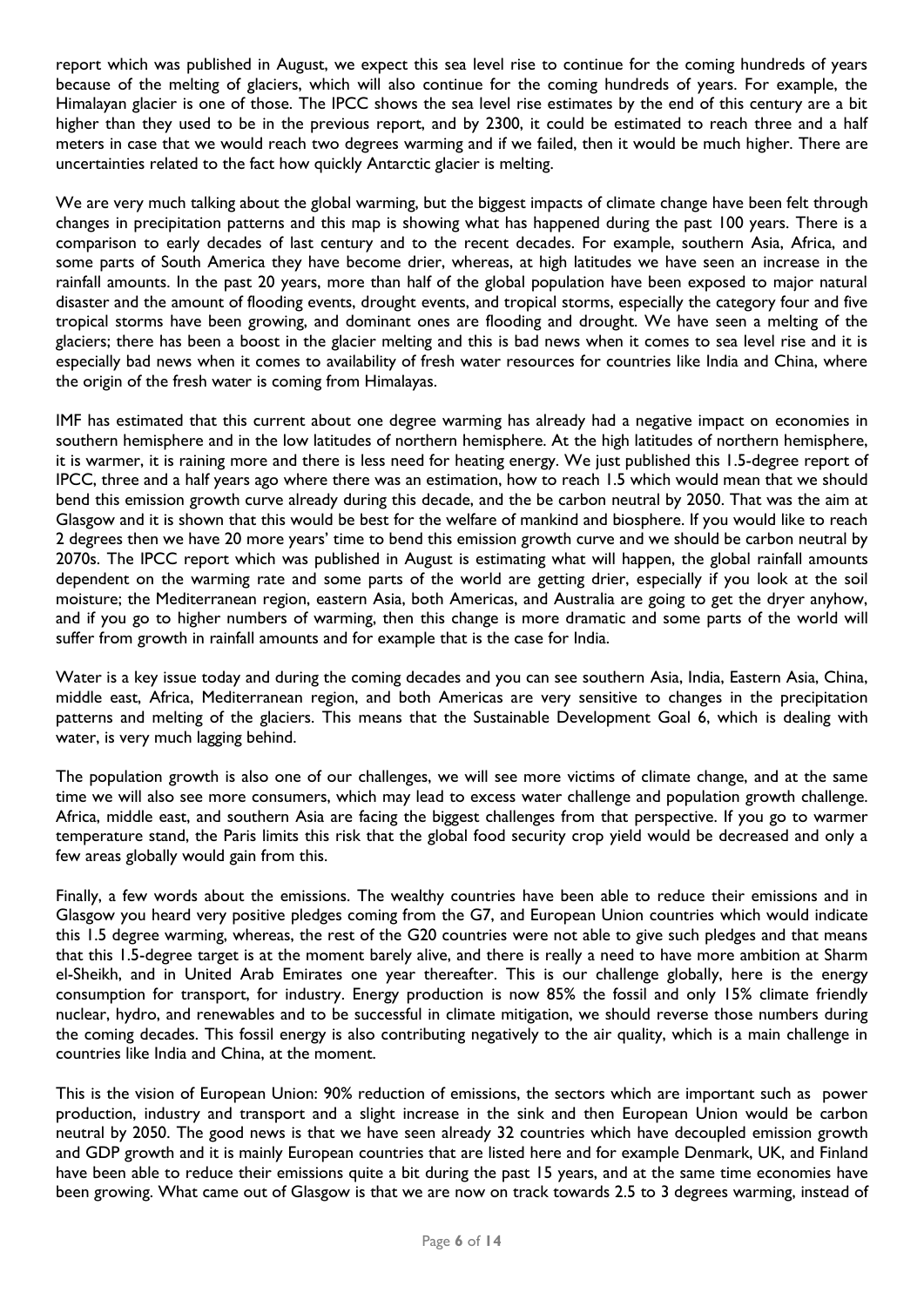report which was published in August, we expect this sea level rise to continue for the coming hundreds of years because of the melting of glaciers, which will also continue for the coming hundreds of years. For example, the Himalayan glacier is one of those. The IPCC shows the sea level rise estimates by the end of this century are a bit higher than they used to be in the previous report, and by 2300, it could be estimated to reach three and a half meters in case that we would reach two degrees warming and if we failed, then it would be much higher. There are uncertainties related to the fact how quickly Antarctic glacier is melting.

We are very much talking about the global warming, but the biggest impacts of climate change have been felt through changes in precipitation patterns and this map is showing what has happened during the past 100 years. There is a comparison to early decades of last century and to the recent decades. For example, southern Asia, Africa, and some parts of South America they have become drier, whereas, at high latitudes we have seen an increase in the rainfall amounts. In the past 20 years, more than half of the global population have been exposed to major natural disaster and the amount of flooding events, drought events, and tropical storms, especially the category four and five tropical storms have been growing, and dominant ones are flooding and drought. We have seen a melting of the glaciers; there has been a boost in the glacier melting and this is bad news when it comes to sea level rise and it is especially bad news when it comes to availability of fresh water resources for countries like India and China, where the origin of the fresh water is coming from Himalayas.

IMF has estimated that this current about one degree warming has already had a negative impact on economies in southern hemisphere and in the low latitudes of northern hemisphere. At the high latitudes of northern hemisphere, it is warmer, it is raining more and there is less need for heating energy. We just published this 1.5-degree report of IPCC, three and a half years ago where there was an estimation, how to reach 1.5 which would mean that we should bend this emission growth curve already during this decade, and the be carbon neutral by 2050. That was the aim at Glasgow and it is shown that this would be best for the welfare of mankind and biosphere. If you would like to reach 2 degrees then we have 20 more years' time to bend this emission growth curve and we should be carbon neutral by 2070s. The IPCC report which was published in August is estimating what will happen, the global rainfall amounts dependent on the warming rate and some parts of the world are getting drier, especially if you look at the soil moisture; the Mediterranean region, eastern Asia, both Americas, and Australia are going to get the dryer anyhow, and if you go to higher numbers of warming, then this change is more dramatic and some parts of the world will suffer from growth in rainfall amounts and for example that is the case for India.

Water is a key issue today and during the coming decades and you can see southern Asia, India, Eastern Asia, China, middle east, Africa, Mediterranean region, and both Americas are very sensitive to changes in the precipitation patterns and melting of the glaciers. This means that the Sustainable Development Goal 6, which is dealing with water, is very much lagging behind.

The population growth is also one of our challenges, we will see more victims of climate change, and at the same time we will also see more consumers, which may lead to excess water challenge and population growth challenge. Africa, middle east, and southern Asia are facing the biggest challenges from that perspective. If you go to warmer temperature stand, the Paris limits this risk that the global food security crop yield would be decreased and only a few areas globally would gain from this.

Finally, a few words about the emissions. The wealthy countries have been able to reduce their emissions and in Glasgow you heard very positive pledges coming from the G7, and European Union countries which would indicate this 1.5 degree warming, whereas, the rest of the G20 countries were not able to give such pledges and that means that this 1.5-degree target is at the moment barely alive, and there is really a need to have more ambition at Sharm el-Sheikh, and in United Arab Emirates one year thereafter. This is our challenge globally, here is the energy consumption for transport, for industry. Energy production is now 85% the fossil and only 15% climate friendly nuclear, hydro, and renewables and to be successful in climate mitigation, we should reverse those numbers during the coming decades. This fossil energy is also contributing negatively to the air quality, which is a main challenge in countries like India and China, at the moment.

This is the vision of European Union: 90% reduction of emissions, the sectors which are important such as power production, industry and transport and a slight increase in the sink and then European Union would be carbon neutral by 2050. The good news is that we have seen already 32 countries which have decoupled emission growth and GDP growth and it is mainly European countries that are listed here and for example Denmark, UK, and Finland have been able to reduce their emissions quite a bit during the past 15 years, and at the same time economies have been growing. What came out of Glasgow is that we are now on track towards 2.5 to 3 degrees warming, instead of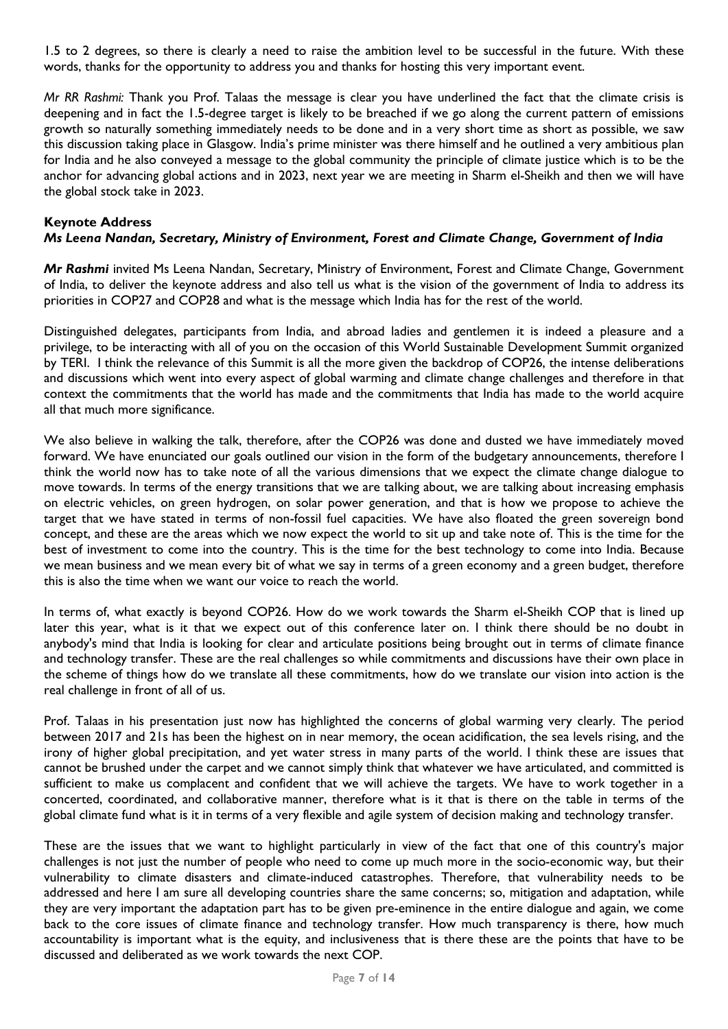1.5 to 2 degrees, so there is clearly a need to raise the ambition level to be successful in the future. With these words, thanks for the opportunity to address you and thanks for hosting this very important event.

*Mr RR Rashmi:* Thank you Prof. Talaas the message is clear you have underlined the fact that the climate crisis is deepening and in fact the 1.5-degree target is likely to be breached if we go along the current pattern of emissions growth so naturally something immediately needs to be done and in a very short time as short as possible, we saw this discussion taking place in Glasgow. India's prime minister was there himself and he outlined a very ambitious plan for India and he also conveyed a message to the global community the principle of climate justice which is to be the anchor for advancing global actions and in 2023, next year we are meeting in Sharm el-Sheikh and then we will have the global stock take in 2023.

**Keynote Address**
***Ms Leena Nandan, Secretary, Ministry of Environment, Forest and Climate Change, Government of India***

***Mr Rashmi*** invited Ms Leena Nandan, Secretary, Ministry of Environment, Forest and Climate Change, Government of India, to deliver the keynote address and also tell us what is the vision of the government of India to address its priorities in COP27 and COP28 and what is the message which India has for the rest of the world.

Distinguished delegates, participants from India, and abroad ladies and gentlemen it is indeed a pleasure and a privilege, to be interacting with all of you on the occasion of this World Sustainable Development Summit organized by TERI. I think the relevance of this Summit is all the more given the backdrop of COP26, the intense deliberations and discussions which went into every aspect of global warming and climate change challenges and therefore in that context the commitments that the world has made and the commitments that India has made to the world acquire all that much more significance.

We also believe in walking the talk, therefore, after the COP26 was done and dusted we have immediately moved forward. We have enunciated our goals outlined our vision in the form of the budgetary announcements, therefore I think the world now has to take note of all the various dimensions that we expect the climate change dialogue to move towards. In terms of the energy transitions that we are talking about, we are talking about increasing emphasis on electric vehicles, on green hydrogen, on solar power generation, and that is how we propose to achieve the target that we have stated in terms of non-fossil fuel capacities. We have also floated the green sovereign bond concept, and these are the areas which we now expect the world to sit up and take note of. This is the time for the best of investment to come into the country. This is the time for the best technology to come into India. Because we mean business and we mean every bit of what we say in terms of a green economy and a green budget, therefore this is also the time when we want our voice to reach the world.

In terms of, what exactly is beyond COP26. How do we work towards the Sharm el-Sheikh COP that is lined up later this year, what is it that we expect out of this conference later on. I think there should be no doubt in anybody's mind that India is looking for clear and articulate positions being brought out in terms of climate finance and technology transfer. These are the real challenges so while commitments and discussions have their own place in the scheme of things how do we translate all these commitments, how do we translate our vision into action is the real challenge in front of all of us.

Prof. Talaas in his presentation just now has highlighted the concerns of global warming very clearly. The period between 2017 and 21s has been the highest on in near memory, the ocean acidification, the sea levels rising, and the irony of higher global precipitation, and yet water stress in many parts of the world. I think these are issues that cannot be brushed under the carpet and we cannot simply think that whatever we have articulated, and committed is sufficient to make us complacent and confident that we will achieve the targets. We have to work together in a concerted, coordinated, and collaborative manner, therefore what is it that is there on the table in terms of the global climate fund what is it in terms of a very flexible and agile system of decision making and technology transfer.

These are the issues that we want to highlight particularly in view of the fact that one of this country's major challenges is not just the number of people who need to come up much more in the socio-economic way, but their vulnerability to climate disasters and climate-induced catastrophes. Therefore, that vulnerability needs to be addressed and here I am sure all developing countries share the same concerns; so, mitigation and adaptation, while they are very important the adaptation part has to be given pre-eminence in the entire dialogue and again, we come back to the core issues of climate finance and technology transfer. How much transparency is there, how much accountability is important what is the equity, and inclusiveness that is there these are the points that have to be discussed and deliberated as we work towards the next COP.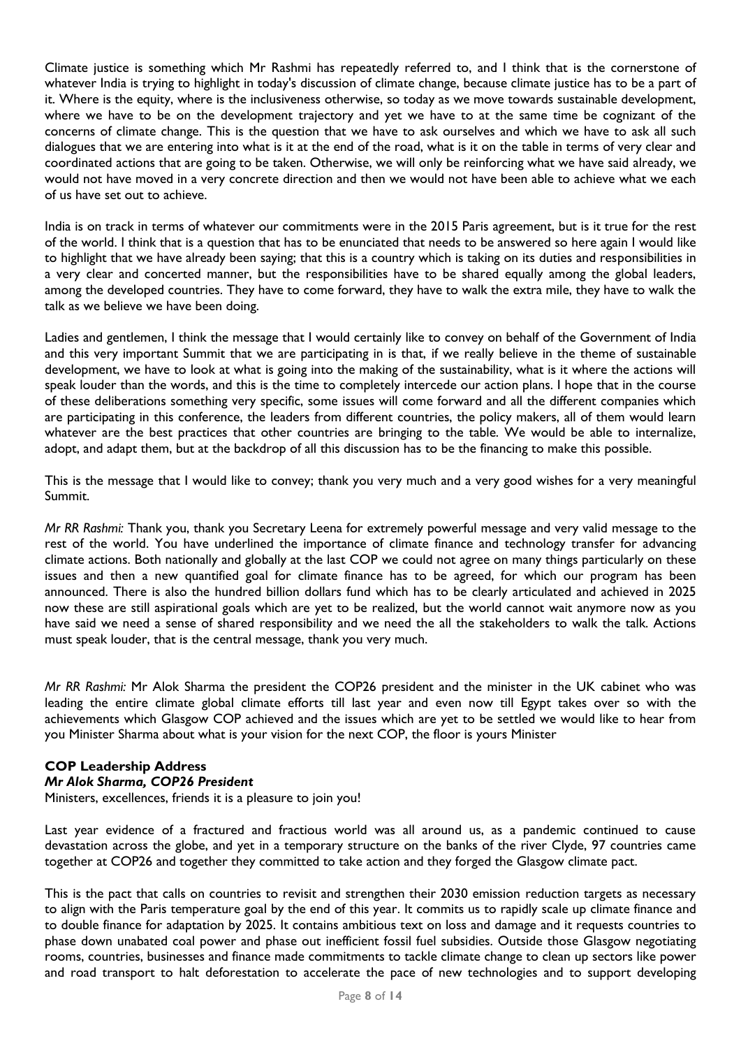Climate justice is something which Mr Rashmi has repeatedly referred to, and I think that is the cornerstone of whatever India is trying to highlight in today's discussion of climate change, because climate justice has to be a part of it. Where is the equity, where is the inclusiveness otherwise, so today as we move towards sustainable development, where we have to be on the development trajectory and yet we have to at the same time be cognizant of the concerns of climate change. This is the question that we have to ask ourselves and which we have to ask all such dialogues that we are entering into what is it at the end of the road, what is it on the table in terms of very clear and coordinated actions that are going to be taken. Otherwise, we will only be reinforcing what we have said already, we would not have moved in a very concrete direction and then we would not have been able to achieve what we each of us have set out to achieve.

India is on track in terms of whatever our commitments were in the 2015 Paris agreement, but is it true for the rest of the world. I think that is a question that has to be enunciated that needs to be answered so here again I would like to highlight that we have already been saying; that this is a country which is taking on its duties and responsibilities in a very clear and concerted manner, but the responsibilities have to be shared equally among the global leaders, among the developed countries. They have to come forward, they have to walk the extra mile, they have to walk the talk as we believe we have been doing.

Ladies and gentlemen, I think the message that I would certainly like to convey on behalf of the Government of India and this very important Summit that we are participating in is that, if we really believe in the theme of sustainable development, we have to look at what is going into the making of the sustainability, what is it where the actions will speak louder than the words, and this is the time to completely intercede our action plans. I hope that in the course of these deliberations something very specific, some issues will come forward and all the different companies which are participating in this conference, the leaders from different countries, the policy makers, all of them would learn whatever are the best practices that other countries are bringing to the table. We would be able to internalize, adopt, and adapt them, but at the backdrop of all this discussion has to be the financing to make this possible.

This is the message that I would like to convey; thank you very much and a very good wishes for a very meaningful Summit.

*Mr RR Rashmi:* Thank you, thank you Secretary Leena for extremely powerful message and very valid message to the rest of the world. You have underlined the importance of climate finance and technology transfer for advancing climate actions. Both nationally and globally at the last COP we could not agree on many things particularly on these issues and then a new quantified goal for climate finance has to be agreed, for which our program has been announced. There is also the hundred billion dollars fund which has to be clearly articulated and achieved in 2025 now these are still aspirational goals which are yet to be realized, but the world cannot wait anymore now as you have said we need a sense of shared responsibility and we need the all the stakeholders to walk the talk. Actions must speak louder, that is the central message, thank you very much.

*Mr RR Rashmi:* Mr Alok Sharma the president the COP26 president and the minister in the UK cabinet who was leading the entire climate global climate efforts till last year and even now till Egypt takes over so with the achievements which Glasgow COP achieved and the issues which are yet to be settled we would like to hear from you Minister Sharma about what is your vision for the next COP, the floor is yours Minister

**COP Leadership Address**
***Mr Alok Sharma, COP26 President***

Ministers, excellences, friends it is a pleasure to join you!

Last year evidence of a fractured and fractious world was all around us, as a pandemic continued to cause devastation across the globe, and yet in a temporary structure on the banks of the river Clyde, 97 countries came together at COP26 and together they committed to take action and they forged the Glasgow climate pact.

This is the pact that calls on countries to revisit and strengthen their 2030 emission reduction targets as necessary to align with the Paris temperature goal by the end of this year. It commits us to rapidly scale up climate finance and to double finance for adaptation by 2025. It contains ambitious text on loss and damage and it requests countries to phase down unabated coal power and phase out inefficient fossil fuel subsidies. Outside those Glasgow negotiating rooms, countries, businesses and finance made commitments to tackle climate change to clean up sectors like power and road transport to halt deforestation to accelerate the pace of new technologies and to support developing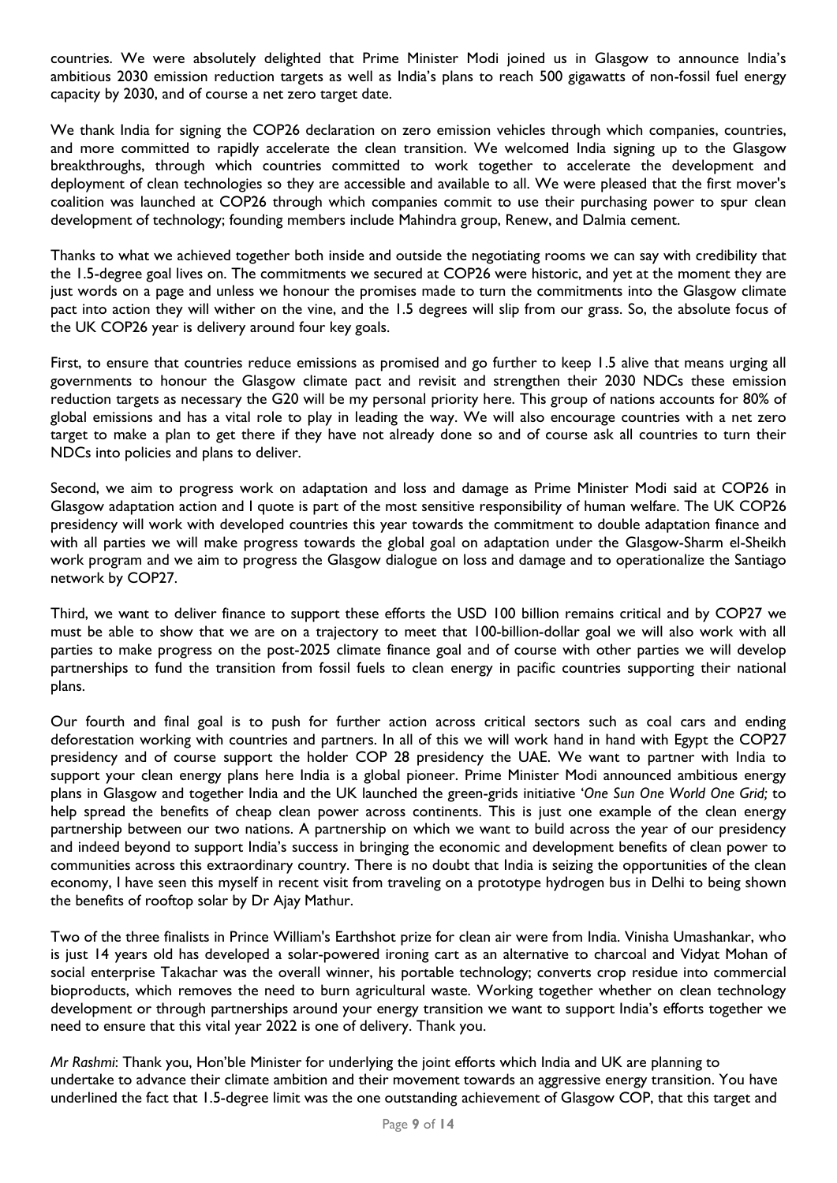countries. We were absolutely delighted that Prime Minister Modi joined us in Glasgow to announce India's ambitious 2030 emission reduction targets as well as India's plans to reach 500 gigawatts of non-fossil fuel energy capacity by 2030, and of course a net zero target date.

We thank India for signing the COP26 declaration on zero emission vehicles through which companies, countries, and more committed to rapidly accelerate the clean transition. We welcomed India signing up to the Glasgow breakthroughs, through which countries committed to work together to accelerate the development and deployment of clean technologies so they are accessible and available to all. We were pleased that the first mover's coalition was launched at COP26 through which companies commit to use their purchasing power to spur clean development of technology; founding members include Mahindra group, Renew, and Dalmia cement.

Thanks to what we achieved together both inside and outside the negotiating rooms we can say with credibility that the 1.5-degree goal lives on. The commitments we secured at COP26 were historic, and yet at the moment they are just words on a page and unless we honour the promises made to turn the commitments into the Glasgow climate pact into action they will wither on the vine, and the 1.5 degrees will slip from our grass. So, the absolute focus of the UK COP26 year is delivery around four key goals.

First, to ensure that countries reduce emissions as promised and go further to keep 1.5 alive that means urging all governments to honour the Glasgow climate pact and revisit and strengthen their 2030 NDCs these emission reduction targets as necessary the G20 will be my personal priority here. This group of nations accounts for 80% of global emissions and has a vital role to play in leading the way. We will also encourage countries with a net zero target to make a plan to get there if they have not already done so and of course ask all countries to turn their NDCs into policies and plans to deliver.

Second, we aim to progress work on adaptation and loss and damage as Prime Minister Modi said at COP26 in Glasgow adaptation action and I quote is part of the most sensitive responsibility of human welfare. The UK COP26 presidency will work with developed countries this year towards the commitment to double adaptation finance and with all parties we will make progress towards the global goal on adaptation under the Glasgow-Sharm el-Sheikh work program and we aim to progress the Glasgow dialogue on loss and damage and to operationalize the Santiago network by COP27.

Third, we want to deliver finance to support these efforts the USD 100 billion remains critical and by COP27 we must be able to show that we are on a trajectory to meet that 100-billion-dollar goal we will also work with all parties to make progress on the post-2025 climate finance goal and of course with other parties we will develop partnerships to fund the transition from fossil fuels to clean energy in pacific countries supporting their national plans.

Our fourth and final goal is to push for further action across critical sectors such as coal cars and ending deforestation working with countries and partners. In all of this we will work hand in hand with Egypt the COP27 presidency and of course support the holder COP 28 presidency the UAE. We want to partner with India to support your clean energy plans here India is a global pioneer. Prime Minister Modi announced ambitious energy plans in Glasgow and together India and the UK launched the green-grids initiative *'One Sun One World One Grid;* to help spread the benefits of cheap clean power across continents. This is just one example of the clean energy partnership between our two nations. A partnership on which we want to build across the year of our presidency and indeed beyond to support India's success in bringing the economic and development benefits of clean power to communities across this extraordinary country. There is no doubt that India is seizing the opportunities of the clean economy, I have seen this myself in recent visit from traveling on a prototype hydrogen bus in Delhi to being shown the benefits of rooftop solar by Dr Ajay Mathur.

Two of the three finalists in Prince William's Earthshot prize for clean air were from India. Vinisha Umashankar, who is just 14 years old has developed a solar-powered ironing cart as an alternative to charcoal and Vidyat Mohan of social enterprise Takachar was the overall winner, his portable technology; converts crop residue into commercial bioproducts, which removes the need to burn agricultural waste. Working together whether on clean technology development or through partnerships around your energy transition we want to support India's efforts together we need to ensure that this vital year 2022 is one of delivery. Thank you.

*Mr Rashmi*: Thank you, Hon'ble Minister for underlying the joint efforts which India and UK are planning to undertake to advance their climate ambition and their movement towards an aggressive energy transition. You have underlined the fact that 1.5-degree limit was the one outstanding achievement of Glasgow COP, that this target and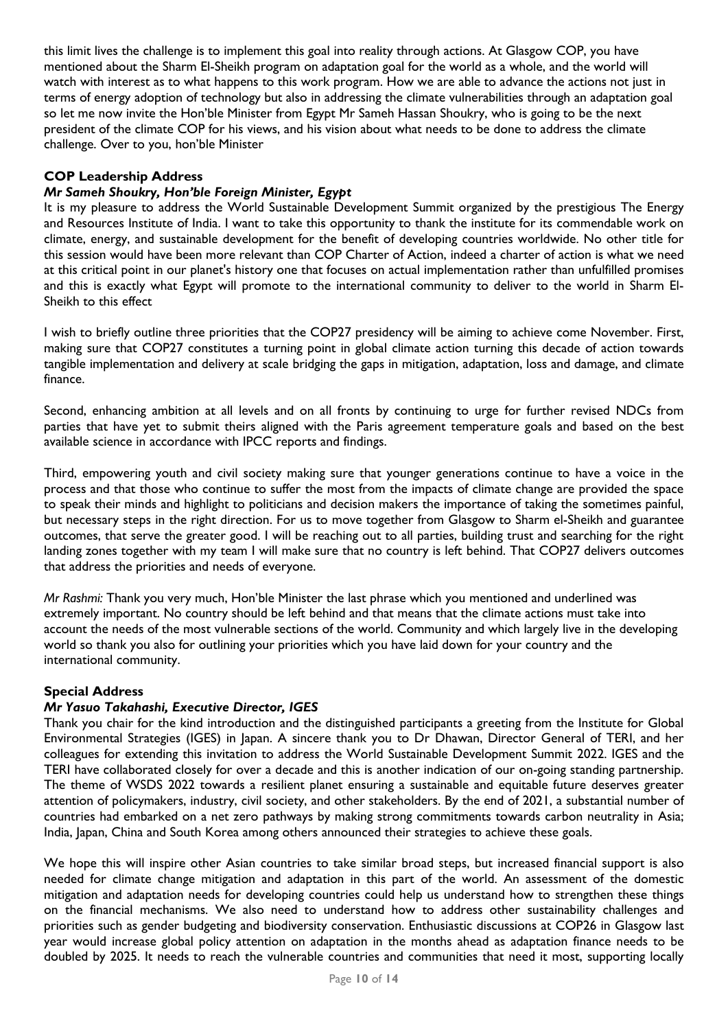this limit lives the challenge is to implement this goal into reality through actions. At Glasgow COP, you have mentioned about the Sharm El-Sheikh program on adaptation goal for the world as a whole, and the world will watch with interest as to what happens to this work program. How we are able to advance the actions not just in terms of energy adoption of technology but also in addressing the climate vulnerabilities through an adaptation goal so let me now invite the Hon'ble Minister from Egypt Mr Sameh Hassan Shoukry, who is going to be the next president of the climate COP for his views, and his vision about what needs to be done to address the climate challenge. Over to you, hon'ble Minister

### COP Leadership Address

#### *Mr Sameh Shoukry, Hon'ble Foreign Minister, Egypt*

It is my pleasure to address the World Sustainable Development Summit organized by the prestigious The Energy and Resources Institute of India. I want to take this opportunity to thank the institute for its commendable work on climate, energy, and sustainable development for the benefit of developing countries worldwide. No other title for this session would have been more relevant than COP Charter of Action, indeed a charter of action is what we need at this critical point in our planet's history one that focuses on actual implementation rather than unfulfilled promises and this is exactly what Egypt will promote to the international community to deliver to the world in Sharm El-Sheikh to this effect

I wish to briefly outline three priorities that the COP27 presidency will be aiming to achieve come November. First, making sure that COP27 constitutes a turning point in global climate action turning this decade of action towards tangible implementation and delivery at scale bridging the gaps in mitigation, adaptation, loss and damage, and climate finance.

Second, enhancing ambition at all levels and on all fronts by continuing to urge for further revised NDCs from parties that have yet to submit theirs aligned with the Paris agreement temperature goals and based on the best available science in accordance with IPCC reports and findings.

Third, empowering youth and civil society making sure that younger generations continue to have a voice in the process and that those who continue to suffer the most from the impacts of climate change are provided the space to speak their minds and highlight to politicians and decision makers the importance of taking the sometimes painful, but necessary steps in the right direction. For us to move together from Glasgow to Sharm el-Sheikh and guarantee outcomes, that serve the greater good. I will be reaching out to all parties, building trust and searching for the right landing zones together with my team I will make sure that no country is left behind. That COP27 delivers outcomes that address the priorities and needs of everyone.

*Mr Rashmi:* Thank you very much, Hon'ble Minister the last phrase which you mentioned and underlined was extremely important. No country should be left behind and that means that the climate actions must take into account the needs of the most vulnerable sections of the world. Community and which largely live in the developing world so thank you also for outlining your priorities which you have laid down for your country and the international community.

### Special Address

#### *Mr Yasuo Takahashi, Executive Director, IGES*

Thank you chair for the kind introduction and the distinguished participants a greeting from the Institute for Global Environmental Strategies (IGES) in Japan. A sincere thank you to Dr Dhawan, Director General of TERI, and her colleagues for extending this invitation to address the World Sustainable Development Summit 2022. IGES and the TERI have collaborated closely for over a decade and this is another indication of our on-going standing partnership. The theme of WSDS 2022 towards a resilient planet ensuring a sustainable and equitable future deserves greater attention of policymakers, industry, civil society, and other stakeholders. By the end of 2021, a substantial number of countries had embarked on a net zero pathways by making strong commitments towards carbon neutrality in Asia; India, Japan, China and South Korea among others announced their strategies to achieve these goals.

We hope this will inspire other Asian countries to take similar broad steps, but increased financial support is also needed for climate change mitigation and adaptation in this part of the world. An assessment of the domestic mitigation and adaptation needs for developing countries could help us understand how to strengthen these things on the financial mechanisms. We also need to understand how to address other sustainability challenges and priorities such as gender budgeting and biodiversity conservation. Enthusiastic discussions at COP26 in Glasgow last year would increase global policy attention on adaptation in the months ahead as adaptation finance needs to be doubled by 2025. It needs to reach the vulnerable countries and communities that need it most, supporting locally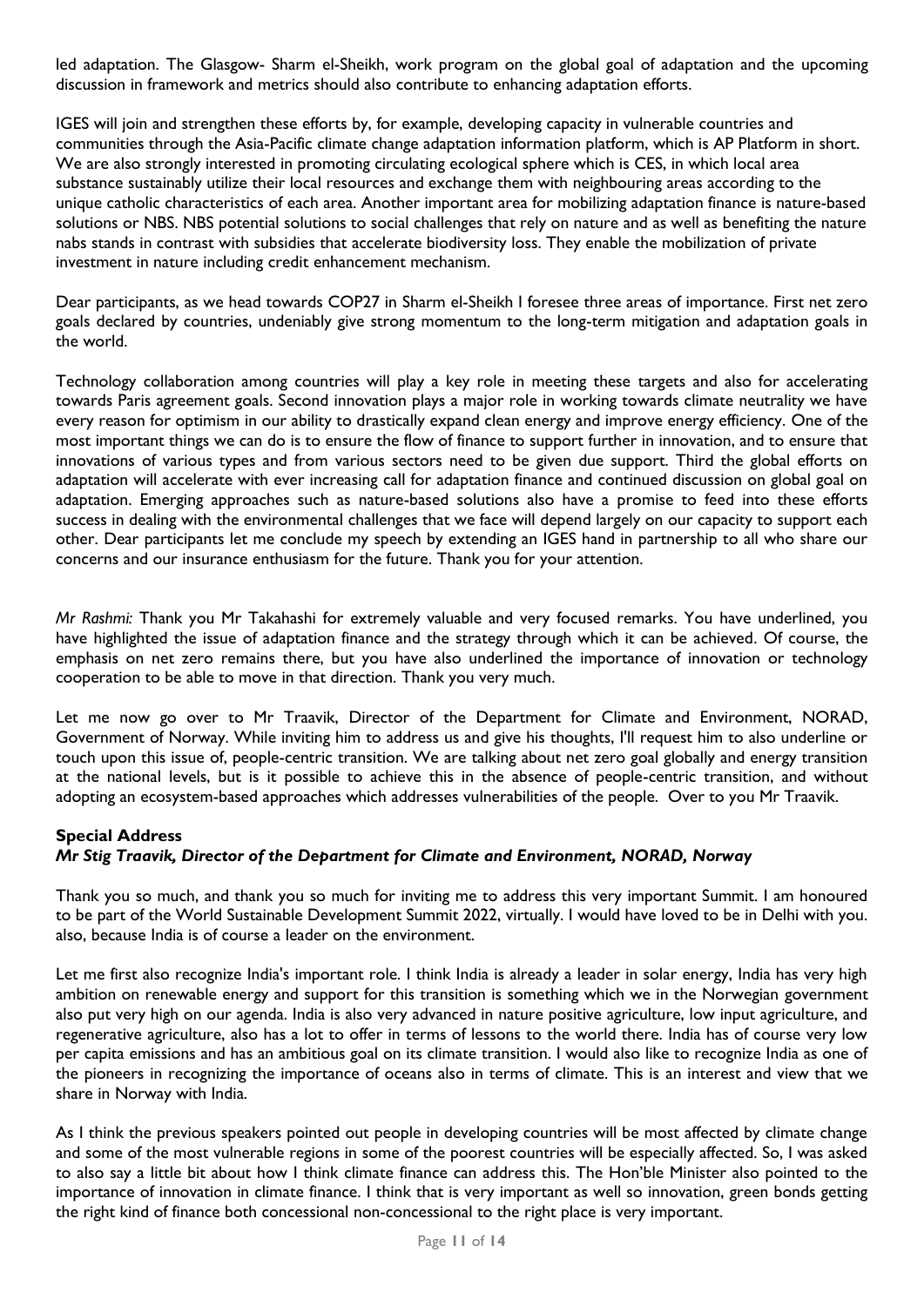led adaptation. The Glasgow- Sharm el-Sheikh, work program on the global goal of adaptation and the upcoming discussion in framework and metrics should also contribute to enhancing adaptation efforts.

IGES will join and strengthen these efforts by, for example, developing capacity in vulnerable countries and communities through the Asia-Pacific climate change adaptation information platform, which is AP Platform in short. We are also strongly interested in promoting circulating ecological sphere which is CES, in which local area substance sustainably utilize their local resources and exchange them with neighbouring areas according to the unique catholic characteristics of each area. Another important area for mobilizing adaptation finance is nature-based solutions or NBS. NBS potential solutions to social challenges that rely on nature and as well as benefiting the nature nabs stands in contrast with subsidies that accelerate biodiversity loss. They enable the mobilization of private investment in nature including credit enhancement mechanism.

Dear participants, as we head towards COP27 in Sharm el-Sheikh I foresee three areas of importance. First net zero goals declared by countries, undeniably give strong momentum to the long-term mitigation and adaptation goals in the world.

Technology collaboration among countries will play a key role in meeting these targets and also for accelerating towards Paris agreement goals. Second innovation plays a major role in working towards climate neutrality we have every reason for optimism in our ability to drastically expand clean energy and improve energy efficiency. One of the most important things we can do is to ensure the flow of finance to support further in innovation, and to ensure that innovations of various types and from various sectors need to be given due support. Third the global efforts on adaptation will accelerate with ever increasing call for adaptation finance and continued discussion on global goal on adaptation. Emerging approaches such as nature-based solutions also have a promise to feed into these efforts success in dealing with the environmental challenges that we face will depend largely on our capacity to support each other. Dear participants let me conclude my speech by extending an IGES hand in partnership to all who share our concerns and our insurance enthusiasm for the future. Thank you for your attention.

*Mr Rashmi:* Thank you Mr Takahashi for extremely valuable and very focused remarks. You have underlined, you have highlighted the issue of adaptation finance and the strategy through which it can be achieved. Of course, the emphasis on net zero remains there, but you have also underlined the importance of innovation or technology cooperation to be able to move in that direction. Thank you very much.

Let me now go over to Mr Traavik, Director of the Department for Climate and Environment, NORAD, Government of Norway. While inviting him to address us and give his thoughts, I'll request him to also underline or touch upon this issue of, people-centric transition. We are talking about net zero goal globally and energy transition at the national levels, but is it possible to achieve this in the absence of people-centric transition, and without adopting an ecosystem-based approaches which addresses vulnerabilities of the people. Over to you Mr Traavik.

**Special Address**
***Mr Stig Traavik, Director of the Department for Climate and Environment, NORAD, Norway***

Thank you so much, and thank you so much for inviting me to address this very important Summit. I am honoured to be part of the World Sustainable Development Summit 2022, virtually. I would have loved to be in Delhi with you. also, because India is of course a leader on the environment.

Let me first also recognize India's important role. I think India is already a leader in solar energy, India has very high ambition on renewable energy and support for this transition is something which we in the Norwegian government also put very high on our agenda. India is also very advanced in nature positive agriculture, low input agriculture, and regenerative agriculture, also has a lot to offer in terms of lessons to the world there. India has of course very low per capita emissions and has an ambitious goal on its climate transition. I would also like to recognize India as one of the pioneers in recognizing the importance of oceans also in terms of climate. This is an interest and view that we share in Norway with India.

As I think the previous speakers pointed out people in developing countries will be most affected by climate change and some of the most vulnerable regions in some of the poorest countries will be especially affected. So, I was asked to also say a little bit about how I think climate finance can address this. The Hon'ble Minister also pointed to the importance of innovation in climate finance. I think that is very important as well so innovation, green bonds getting the right kind of finance both concessional non-concessional to the right place is very important.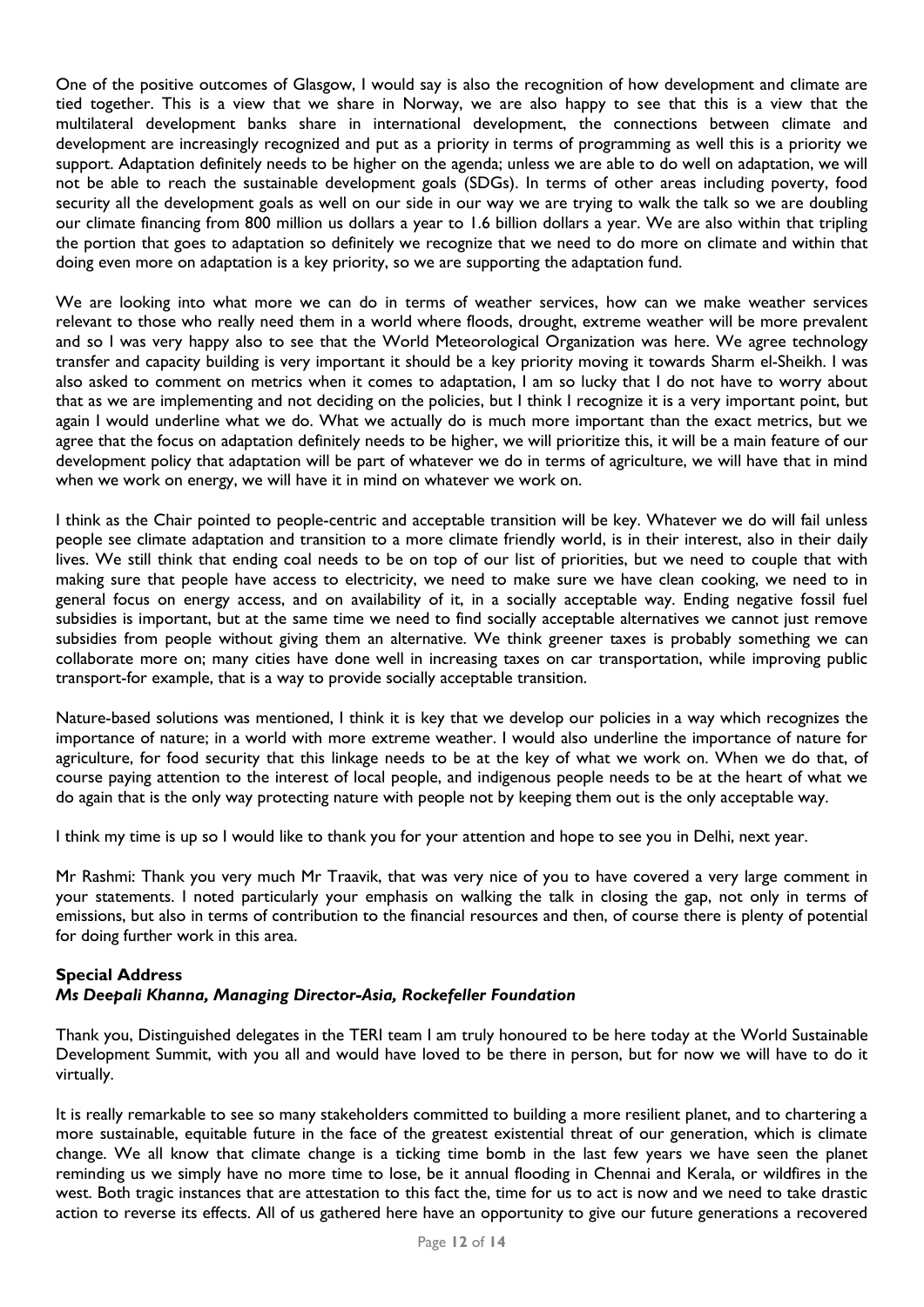One of the positive outcomes of Glasgow, I would say is also the recognition of how development and climate are tied together. This is a view that we share in Norway, we are also happy to see that this is a view that the multilateral development banks share in international development, the connections between climate and development are increasingly recognized and put as a priority in terms of programming as well this is a priority we support. Adaptation definitely needs to be higher on the agenda; unless we are able to do well on adaptation, we will not be able to reach the sustainable development goals (SDGs). In terms of other areas including poverty, food security all the development goals as well on our side in our way we are trying to walk the talk so we are doubling our climate financing from 800 million us dollars a year to 1.6 billion dollars a year. We are also within that tripling the portion that goes to adaptation so definitely we recognize that we need to do more on climate and within that doing even more on adaptation is a key priority, so we are supporting the adaptation fund.

We are looking into what more we can do in terms of weather services, how can we make weather services relevant to those who really need them in a world where floods, drought, extreme weather will be more prevalent and so I was very happy also to see that the World Meteorological Organization was here. We agree technology transfer and capacity building is very important it should be a key priority moving it towards Sharm el-Sheikh. I was also asked to comment on metrics when it comes to adaptation, I am so lucky that I do not have to worry about that as we are implementing and not deciding on the policies, but I think I recognize it is a very important point, but again I would underline what we do. What we actually do is much more important than the exact metrics, but we agree that the focus on adaptation definitely needs to be higher, we will prioritize this, it will be a main feature of our development policy that adaptation will be part of whatever we do in terms of agriculture, we will have that in mind when we work on energy, we will have it in mind on whatever we work on.

I think as the Chair pointed to people-centric and acceptable transition will be key. Whatever we do will fail unless people see climate adaptation and transition to a more climate friendly world, is in their interest, also in their daily lives. We still think that ending coal needs to be on top of our list of priorities, but we need to couple that with making sure that people have access to electricity, we need to make sure we have clean cooking, we need to in general focus on energy access, and on availability of it, in a socially acceptable way. Ending negative fossil fuel subsidies is important, but at the same time we need to find socially acceptable alternatives we cannot just remove subsidies from people without giving them an alternative. We think greener taxes is probably something we can collaborate more on; many cities have done well in increasing taxes on car transportation, while improving public transport-for example, that is a way to provide socially acceptable transition.

Nature-based solutions was mentioned, I think it is key that we develop our policies in a way which recognizes the importance of nature; in a world with more extreme weather. I would also underline the importance of nature for agriculture, for food security that this linkage needs to be at the key of what we work on. When we do that, of course paying attention to the interest of local people, and indigenous people needs to be at the heart of what we do again that is the only way protecting nature with people not by keeping them out is the only acceptable way.

I think my time is up so I would like to thank you for your attention and hope to see you in Delhi, next year.

Mr Rashmi: Thank you very much Mr Traavik, that was very nice of you to have covered a very large comment in your statements. I noted particularly your emphasis on walking the talk in closing the gap, not only in terms of emissions, but also in terms of contribution to the financial resources and then, of course there is plenty of potential for doing further work in this area.

**Special Address**
***Ms Deepali Khanna, Managing Director-Asia, Rockefeller Foundation***

Thank you, Distinguished delegates in the TERI team I am truly honoured to be here today at the World Sustainable Development Summit, with you all and would have loved to be there in person, but for now we will have to do it virtually.

It is really remarkable to see so many stakeholders committed to building a more resilient planet, and to chartering a more sustainable, equitable future in the face of the greatest existential threat of our generation, which is climate change. We all know that climate change is a ticking time bomb in the last few years we have seen the planet reminding us we simply have no more time to lose, be it annual flooding in Chennai and Kerala, or wildfires in the west. Both tragic instances that are attestation to this fact the, time for us to act is now and we need to take drastic action to reverse its effects. All of us gathered here have an opportunity to give our future generations a recovered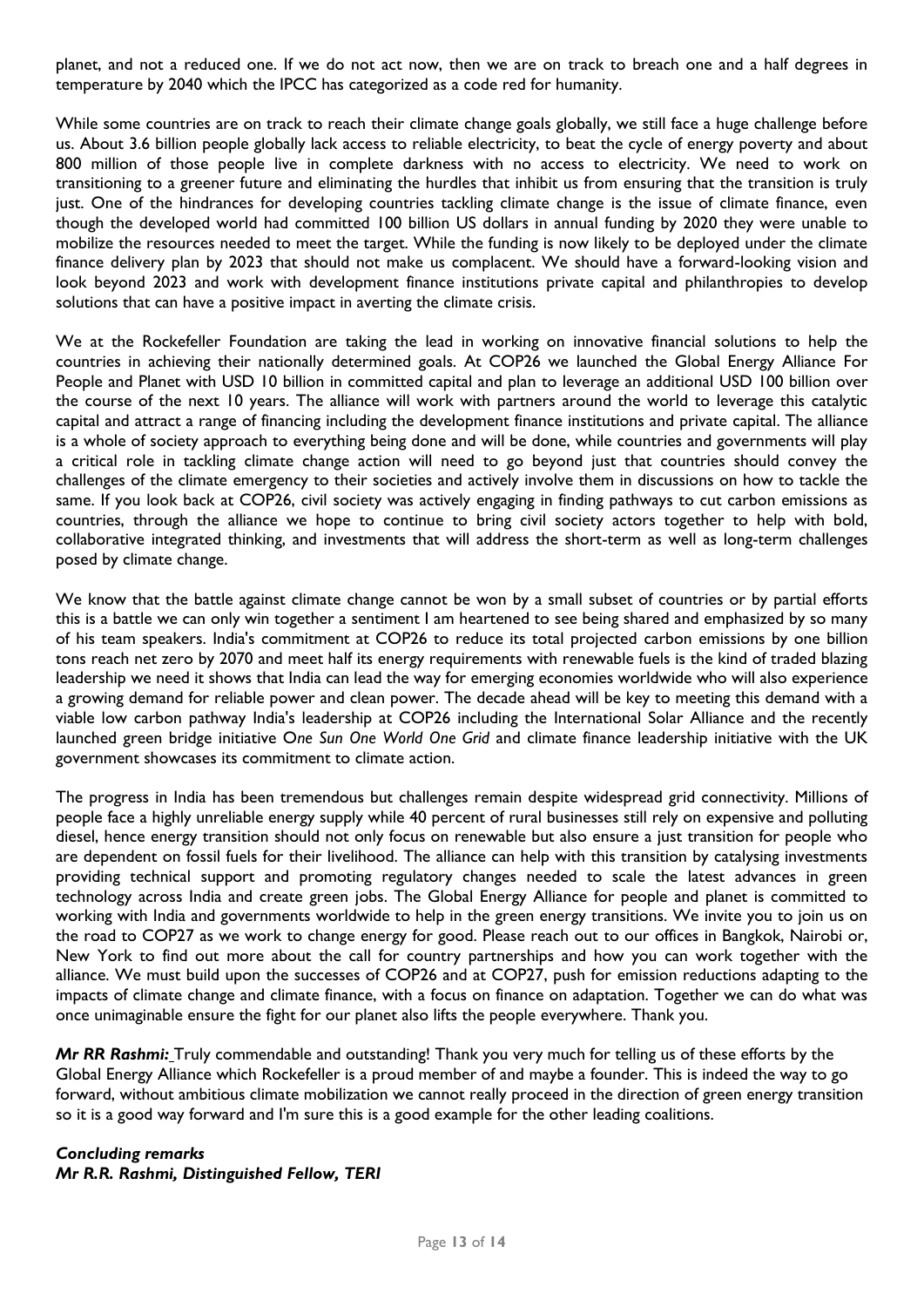planet, and not a reduced one. If we do not act now, then we are on track to breach one and a half degrees in temperature by 2040 which the IPCC has categorized as a code red for humanity.

While some countries are on track to reach their climate change goals globally, we still face a huge challenge before us. About 3.6 billion people globally lack access to reliable electricity, to beat the cycle of energy poverty and about 800 million of those people live in complete darkness with no access to electricity. We need to work on transitioning to a greener future and eliminating the hurdles that inhibit us from ensuring that the transition is truly just. One of the hindrances for developing countries tackling climate change is the issue of climate finance, even though the developed world had committed 100 billion US dollars in annual funding by 2020 they were unable to mobilize the resources needed to meet the target. While the funding is now likely to be deployed under the climate finance delivery plan by 2023 that should not make us complacent. We should have a forward-looking vision and look beyond 2023 and work with development finance institutions private capital and philanthropies to develop solutions that can have a positive impact in averting the climate crisis.

We at the Rockefeller Foundation are taking the lead in working on innovative financial solutions to help the countries in achieving their nationally determined goals. At COP26 we launched the Global Energy Alliance For People and Planet with USD 10 billion in committed capital and plan to leverage an additional USD 100 billion over the course of the next 10 years. The alliance will work with partners around the world to leverage this catalytic capital and attract a range of financing including the development finance institutions and private capital. The alliance is a whole of society approach to everything being done and will be done, while countries and governments will play a critical role in tackling climate change action will need to go beyond just that countries should convey the challenges of the climate emergency to their societies and actively involve them in discussions on how to tackle the same. If you look back at COP26, civil society was actively engaging in finding pathways to cut carbon emissions as countries, through the alliance we hope to continue to bring civil society actors together to help with bold, collaborative integrated thinking, and investments that will address the short-term as well as long-term challenges posed by climate change.

We know that the battle against climate change cannot be won by a small subset of countries or by partial efforts this is a battle we can only win together a sentiment I am heartened to see being shared and emphasized by so many of his team speakers. India's commitment at COP26 to reduce its total projected carbon emissions by one billion tons reach net zero by 2070 and meet half its energy requirements with renewable fuels is the kind of traded blazing leadership we need it shows that India can lead the way for emerging economies worldwide who will also experience a growing demand for reliable power and clean power. The decade ahead will be key to meeting this demand with a viable low carbon pathway India's leadership at COP26 including the International Solar Alliance and the recently launched green bridge initiative *One Sun One World One Grid* and climate finance leadership initiative with the UK government showcases its commitment to climate action.

The progress in India has been tremendous but challenges remain despite widespread grid connectivity. Millions of people face a highly unreliable energy supply while 40 percent of rural businesses still rely on expensive and polluting diesel, hence energy transition should not only focus on renewable but also ensure a just transition for people who are dependent on fossil fuels for their livelihood. The alliance can help with this transition by catalysing investments providing technical support and promoting regulatory changes needed to scale the latest advances in green technology across India and create green jobs. The Global Energy Alliance for people and planet is committed to working with India and governments worldwide to help in the green energy transitions. We invite you to join us on the road to COP27 as we work to change energy for good. Please reach out to our offices in Bangkok, Nairobi or, New York to find out more about the call for country partnerships and how you can work together with the alliance. We must build upon the successes of COP26 and at COP27, push for emission reductions adapting to the impacts of climate change and climate finance, with a focus on finance on adaptation. Together we can do what was once unimaginable ensure the fight for our planet also lifts the people everywhere. Thank you.

***Mr RR Rashmi:*** Truly commendable and outstanding! Thank you very much for telling us of these efforts by the Global Energy Alliance which Rockefeller is a proud member of and maybe a founder. This is indeed the way to go forward, without ambitious climate mobilization we cannot really proceed in the direction of green energy transition so it is a good way forward and I'm sure this is a good example for the other leading coalitions.

***Concluding remarks***
***Mr R.R. Rashmi, Distinguished Fellow, TERI***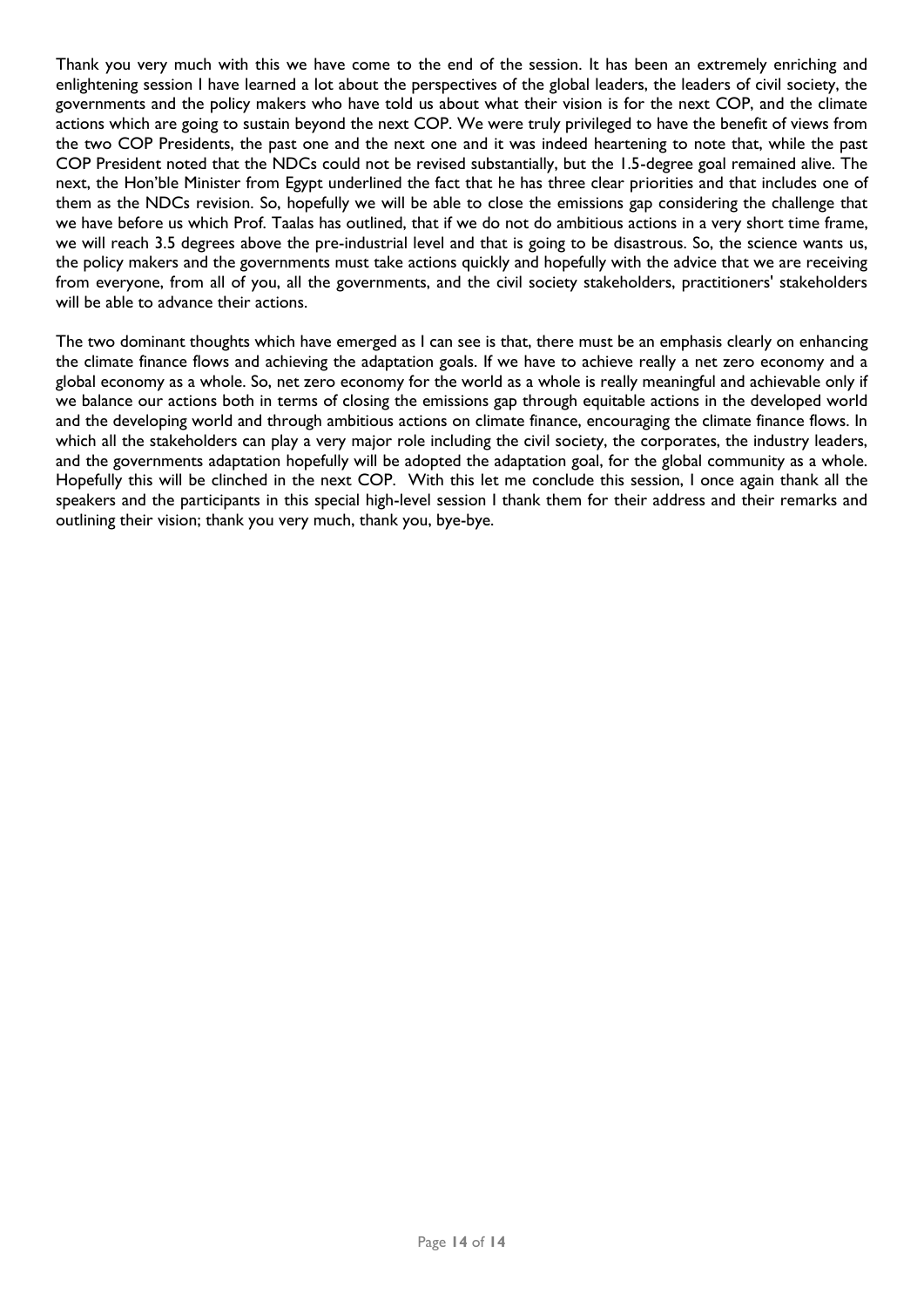Thank you very much with this we have come to the end of the session. It has been an extremely enriching and enlightening session I have learned a lot about the perspectives of the global leaders, the leaders of civil society, the governments and the policy makers who have told us about what their vision is for the next COP, and the climate actions which are going to sustain beyond the next COP. We were truly privileged to have the benefit of views from the two COP Presidents, the past one and the next one and it was indeed heartening to note that, while the past COP President noted that the NDCs could not be revised substantially, but the 1.5-degree goal remained alive. The next, the Hon'ble Minister from Egypt underlined the fact that he has three clear priorities and that includes one of them as the NDCs revision. So, hopefully we will be able to close the emissions gap considering the challenge that we have before us which Prof. Taalas has outlined, that if we do not do ambitious actions in a very short time frame, we will reach 3.5 degrees above the pre-industrial level and that is going to be disastrous. So, the science wants us, the policy makers and the governments must take actions quickly and hopefully with the advice that we are receiving from everyone, from all of you, all the governments, and the civil society stakeholders, practitioners' stakeholders will be able to advance their actions.

The two dominant thoughts which have emerged as I can see is that, there must be an emphasis clearly on enhancing the climate finance flows and achieving the adaptation goals. If we have to achieve really a net zero economy and a global economy as a whole. So, net zero economy for the world as a whole is really meaningful and achievable only if we balance our actions both in terms of closing the emissions gap through equitable actions in the developed world and the developing world and through ambitious actions on climate finance, encouraging the climate finance flows. In which all the stakeholders can play a very major role including the civil society, the corporates, the industry leaders, and the governments adaptation hopefully will be adopted the adaptation goal, for the global community as a whole. Hopefully this will be clinched in the next COP. With this let me conclude this session, I once again thank all the speakers and the participants in this special high-level session I thank them for their address and their remarks and outlining their vision; thank you very much, thank you, bye-bye.